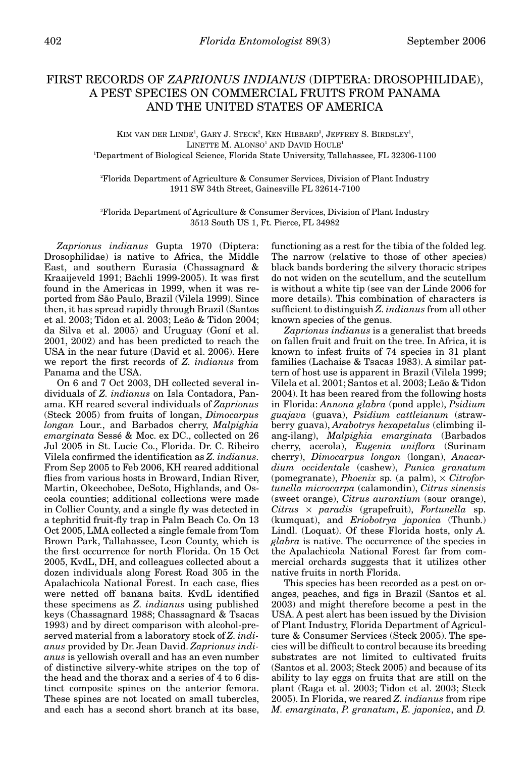# FIRST RECORDS OF *ZAPRIONUS INDIANUS* (DIPTERA: DROSOPHILIDAE), A PEST SPECIES ON COMMERCIAL FRUITS FROM PANAMA AND THE UNITED STATES OF AMERICA

KIM VAN DER LINDE[1], GARY J. STECK[2], KEN HIBBARD[3], JEFFREY S. BIRDSLEY[1], LINETTE M. ALONSO[1] AND DAVID HOULE[1]

[1]Department of Biological Science, Florida State University, Tallahassee, FL 32306-1100

[2]Florida Department of Agriculture & Consumer Services, Division of Plant Industry 1911 SW 34th Street, Gainesville FL 32614-7100

[3]Florida Department of Agriculture & Consumer Services, Division of Plant Industry 3513 South US 1, Ft. Pierce, FL 34982

*Zaprionus indianus* Gupta 1970 (Diptera: Drosophilidae) is native to Africa, the Middle East, and southern Eurasia (Chassagnard & Kraaijeveld 1991; Bächli 1999-2005). It was first found in the Americas in 1999, when it was reported from São Paulo, Brazil (Vilela 1999). Since then, it has spread rapidly through Brazil (Santos et al. 2003; Tidon et al. 2003; Leão & Tidon 2004; da Silva et al. 2005) and Uruguay (Goñí et al. 2001, 2002) and has been predicted to reach the USA in the near future (David et al. 2006). Here we report the first records of *Z. indianus* from Panama and the USA.

On 6 and 7 Oct 2003, DH collected several individuals of *Z. indianus* on Isla Contadora, Panama. KH reared several individuals of *Zaprionus* (Steck 2005) from fruits of longan, *Dimocarpus longan* Lour., and Barbados cherry, *Malpighia emarginata* Sessé & Moc. ex DC., collected on 26 Jul 2005 in St. Lucie Co., Florida. Dr. C. Ribeiro Vilela confirmed the identification as *Z. indianus*. From Sep 2005 to Feb 2006, KH reared additional flies from various hosts in Broward, Indian River, Martin, Okeechobee, DeSoto, Highlands, and Osceola counties; additional collections were made in Collier County, and a single fly was detected in a tephritid fruit-fly trap in Palm Beach Co. On 13 Oct 2005, LMA collected a single female from Tom Brown Park, Tallahassee, Leon County, which is the first occurrence for north Florida. On 15 Oct 2005, KvdL, DH, and colleagues collected about a dozen individuals along Forest Road 305 in the Apalachicola National Forest. In each case, flies were netted off banana baits. KvdL identified these specimens as *Z. indianus* using published keys (Chassagnard 1988; Chassagnard & Tsacas 1993) and by direct comparison with alcohol-preserved material from a laboratory stock of *Z. indianus* provided by Dr. Jean David. *Zaprionus indianus* is yellowish overall and has an even number of distinctive silvery-white stripes on the top of the head and the thorax and a series of 4 to 6 distinct composite spines on the anterior femora. These spines are not located on small tubercles, and each has a second short branch at its base, functioning as a rest for the tibia of the folded leg. The narrow (relative to those of other species) black bands bordering the silvery thoracic stripes do not widen on the scutellum, and the scutellum is without a white tip (see van der Linde 2006 for more details). This combination of characters is sufficient to distinguish *Z. indianus* from all other known species of the genus.

*Zaprionus indianus* is a generalist that breeds on fallen fruit and fruit on the tree. In Africa, it is known to infest fruits of 74 species in 31 plant families (Lachaise & Tsacas 1983). A similar pattern of host use is apparent in Brazil (Vilela 1999; Vilela et al. 2001; Santos et al. 2003; Leão & Tidon 2004). It has been reared from the following hosts in Florida: *Annona glabra* (pond apple), *Psidium guajava* (guava), *Psidium cattleianum* (strawberry guava), *Arabotrys hexapetalus* (climbing ilang-ilang), *Malpighia emarginata* (Barbados cherry, acerola), *Eugenia uniflora* (Surinam cherry), *Dimocarpus longan* (longan), *Anacardium occidentale* (cashew), *Punica granatum* (pomegranate), *Phoenix* sp. (a palm), × *Citrofortunella microcarpa* (calamondin), *Citrus sinensis* (sweet orange), *Citrus aurantium* (sour orange), *Citrus* × *paradis* (grapefruit), *Fortunella* sp. (kumquat), and *Eriobotrya japonica* (Thunb.) Lindl. (Loquat). Of these Florida hosts, only *A. glabra* is native. The occurrence of the species in the Apalachicola National Forest far from commercial orchards suggests that it utilizes other native fruits in north Florida.

This species has been recorded as a pest on oranges, peaches, and figs in Brazil (Santos et al. 2003) and might therefore become a pest in the USA. A pest alert has been issued by the Division of Plant Industry, Florida Department of Agriculture & Consumer Services (Steck 2005). The species will be difficult to control because its breeding substrates are not limited to cultivated fruits (Santos et al. 2003; Steck 2005) and because of its ability to lay eggs on fruits that are still on the plant (Raga et al. 2003; Tidon et al. 2003; Steck 2005). In Florida, we reared *Z. indianus* from ripe *M. emarginata*, *P. granatum*, *E. japonica*, and *D.*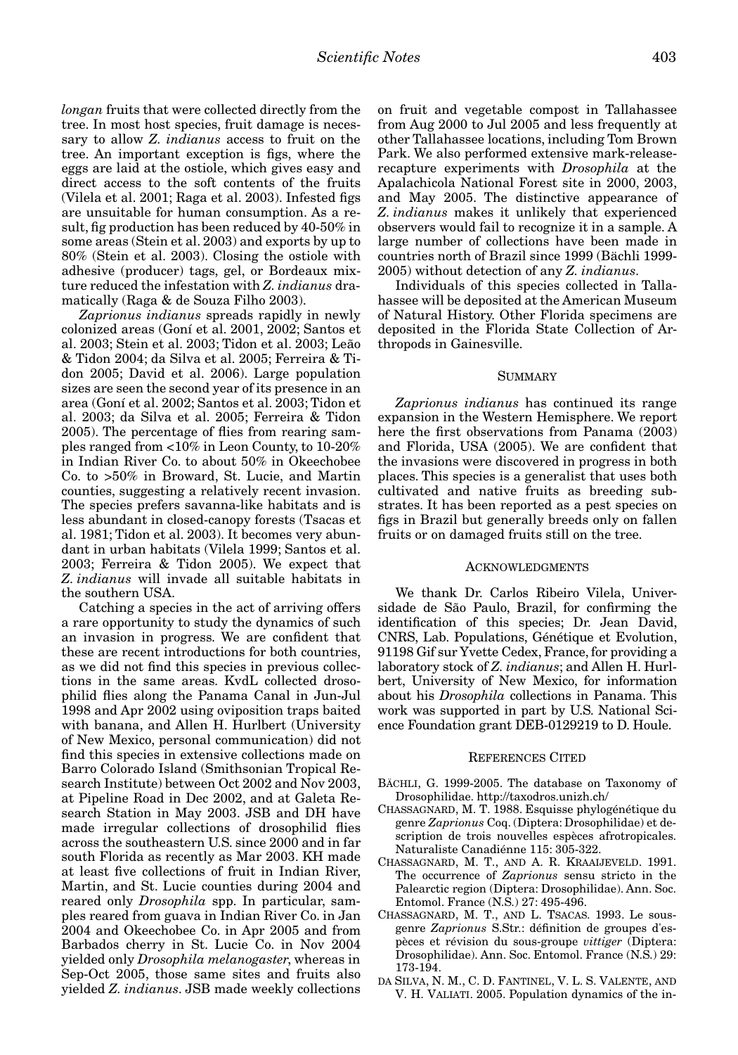*longan* fruits that were collected directly from the tree. In most host species, fruit damage is necessary to allow *Z. indianus* access to fruit on the tree. An important exception is figs, where the eggs are laid at the ostiole, which gives easy and direct access to the soft contents of the fruits (Vilela et al. 2001; Raga et al. 2003). Infested figs are unsuitable for human consumption. As a result, fig production has been reduced by 40-50% in some areas (Stein et al. 2003) and exports by up to 80% (Stein et al. 2003). Closing the ostiole with adhesive (producer) tags, gel, or Bordeaux mixture reduced the infestation with *Z. indianus* dramatically (Raga & de Souza Filho 2003).

*Zaprionus indianus* spreads rapidly in newly colonized areas (Goñí et al. 2001, 2002; Santos et al. 2003; Stein et al. 2003; Tidon et al. 2003; Leão & Tidon 2004; da Silva et al. 2005; Ferreira & Tidon 2005; David et al. 2006). Large population sizes are seen the second year of its presence in an area (Goñí et al. 2002; Santos et al. 2003; Tidon et al. 2003; da Silva et al. 2005; Ferreira & Tidon 2005). The percentage of flies from rearing samples ranged from <10% in Leon County, to 10-20% in Indian River Co. to about 50% in Okeechobee Co. to >50% in Broward, St. Lucie, and Martin counties, suggesting a relatively recent invasion. The species prefers savanna-like habitats and is less abundant in closed-canopy forests (Tsacas et al. 1981; Tidon et al. 2003). It becomes very abundant in urban habitats (Vilela 1999; Santos et al. 2003; Ferreira & Tidon 2005). We expect that *Z. indianus* will invade all suitable habitats in the southern USA.

Catching a species in the act of arriving offers a rare opportunity to study the dynamics of such an invasion in progress. We are confident that these are recent introductions for both countries, as we did not find this species in previous collections in the same areas. KvdL collected drosophilid flies along the Panama Canal in Jun-Jul 1998 and Apr 2002 using oviposition traps baited with banana, and Allen H. Hurlbert (University of New Mexico, personal communication) did not find this species in extensive collections made on Barro Colorado Island (Smithsonian Tropical Research Institute) between Oct 2002 and Nov 2003, at Pipeline Road in Dec 2002, and at Galeta Research Station in May 2003. JSB and DH have made irregular collections of drosophilid flies across the southeastern U.S. since 2000 and in far south Florida as recently as Mar 2003. KH made at least five collections of fruit in Indian River, Martin, and St. Lucie counties during 2004 and reared only *Drosophila* spp. In particular, samples reared from guava in Indian River Co. in Jan 2004 and Okeechobee Co. in Apr 2005 and from Barbados cherry in St. Lucie Co. in Nov 2004 yielded only *Drosophila melanogaster*, whereas in Sep-Oct 2005, those same sites and fruits also yielded *Z. indianus*. JSB made weekly collections on fruit and vegetable compost in Tallahassee from Aug 2000 to Jul 2005 and less frequently at other Tallahassee locations, including Tom Brown Park. We also performed extensive mark-release-recapture experiments with *Drosophila* at the Apalachicola National Forest site in 2000, 2003, and May 2005. The distinctive appearance of *Z. indianus* makes it unlikely that experienced observers would fail to recognize it in a sample. A large number of collections have been made in countries north of Brazil since 1999 (Bächli 1999-2005) without detection of any *Z. indianus*.

Individuals of this species collected in Tallahassee will be deposited at the American Museum of Natural History. Other Florida specimens are deposited in the Florida State Collection of Arthropods in Gainesville.

## Summary

*Zaprionus indianus* has continued its range expansion in the Western Hemisphere. We report here the first observations from Panama (2003) and Florida, USA (2005). We are confident that the invasions were discovered in progress in both places. This species is a generalist that uses both cultivated and native fruits as breeding substrates. It has been reported as a pest species on figs in Brazil but generally breeds only on fallen fruits or on damaged fruits still on the tree.

## Acknowledgments

We thank Dr. Carlos Ribeiro Vilela, Universidade de São Paulo, Brazil, for confirming the identification of this species; Dr. Jean David, CNRS, Lab. Populations, Génétique et Evolution, 91198 Gif sur Yvette Cedex, France, for providing a laboratory stock of *Z. indianus*; and Allen H. Hurlbert, University of New Mexico, for information about his *Drosophila* collections in Panama. This work was supported in part by U.S. National Science Foundation grant DEB-0129219 to D. Houle.

## References Cited

BÄCHLI, G. 1999-2005. The database on Taxonomy of Drosophilidae. http://taxodros.unizh.ch/

CHASSAGNARD, M. T. 1988. Esquisse phylogénétique du genre *Zaprionus* Coq. (Diptera: Drosophilidae) et description de trois nouvelles espèces afrotropicales. Naturaliste Canadiénne 115: 305-322.

CHASSAGNARD, M. T., AND A. R. KRAAIJEVELD. 1991. The occurrence of *Zaprionus* sensu stricto in the Palearctic region (Diptera: Drosophilidae). Ann. Soc. Entomol. France (N.S.) 27: 495-496.

CHASSAGNARD, M. T., AND L. TSACAS. 1993. Le sous-genre *Zaprionus* S.Str.: définition de groupes d'espèces et révision du sous-groupe *vittiger* (Diptera: Drosophilidae). Ann. Soc. Entomol. France (N.S.) 29: 173-194.

DA SILVA, N. M., C. D. FANTINEL, V. L. S. VALENTE, AND V. H. VALIATI. 2005. Population dynamics of the in-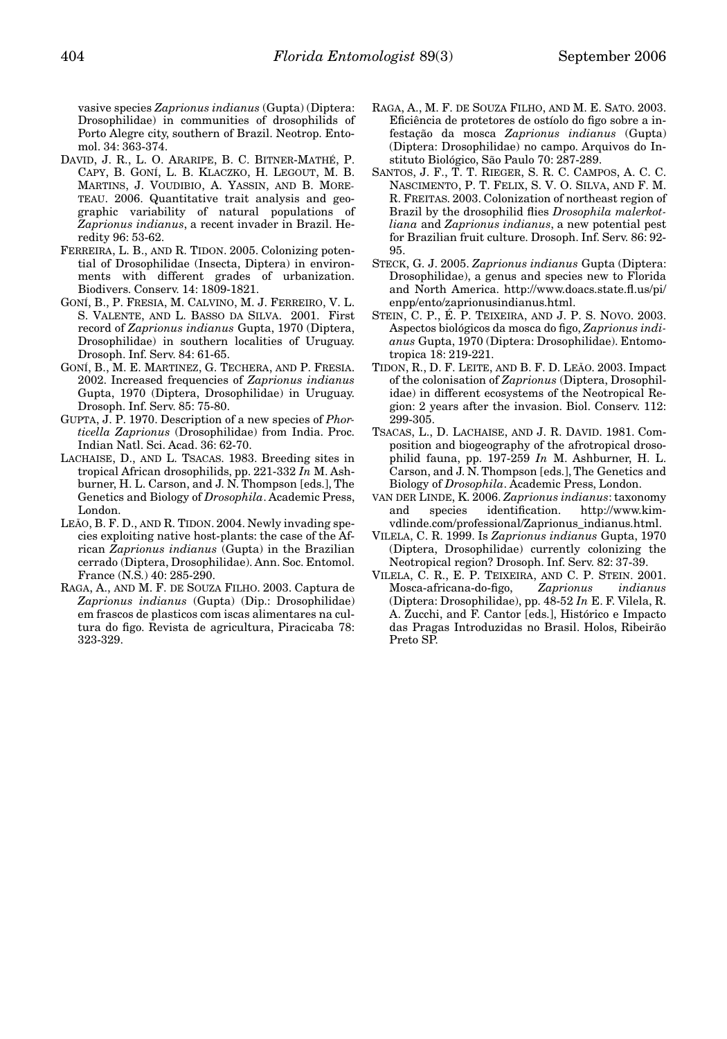vasive species *Zaprionus indianus* (Gupta) (Diptera: Drosophilidae) in communities of drosophilids of Porto Alegre city, southern of Brazil. Neotrop. Entomol. 34: 363-374.

DAVID, J. R., L. O. ARARIPE, B. C. BITNER-MATHÉ, P. CAPY, B. GONÍ, L. B. KLACZKO, H. LEGOUT, M. B. MARTINS, J. VOUDIBIO, A. YASSIN, AND B. MORETEAU. 2006. Quantitative trait analysis and geographic variability of natural populations of *Zaprionus indianus*, a recent invader in Brazil. Heredity 96: 53-62.

FERREIRA, L. B., AND R. TIDON. 2005. Colonizing potential of Drosophilidae (Insecta, Diptera) in environments with different grades of urbanization. Biodivers. Conserv. 14: 1809-1821.

GONÍ, B., P. FRESIA, M. CALVINO, M. J. FERREIRO, V. L. S. VALENTE, AND L. BASSO DA SILVA. 2001. First record of *Zaprionus indianus* Gupta, 1970 (Diptera, Drosophilidae) in southern localities of Uruguay. Drosoph. Inf. Serv. 84: 61-65.

GONÍ, B., M. E. MARTINEZ, G. TECHERA, AND P. FRESIA. 2002. Increased frequencies of *Zaprionus indianus* Gupta, 1970 (Diptera, Drosophilidae) in Uruguay. Drosoph. Inf. Serv. 85: 75-80.

GUPTA, J. P. 1970. Description of a new species of *Phorticella Zaprionus* (Drosophilidae) from India. Proc. Indian Natl. Sci. Acad. 36: 62-70.

LACHAISE, D., AND L. TSACAS. 1983. Breeding sites in tropical African drosophilids, pp. 221-332 *In* M. Ashburner, H. L. Carson, and J. N. Thompson [eds.], The Genetics and Biology of *Drosophila*. Academic Press, London.

LEÃO, B. F. D., AND R. TIDON. 2004. Newly invading species exploiting native host-plants: the case of the African *Zaprionus indianus* (Gupta) in the Brazilian cerrado (Diptera, Drosophilidae). Ann. Soc. Entomol. France (N.S.) 40: 285-290.

RAGA, A., AND M. F. DE SOUZA FILHO. 2003. Captura de *Zaprionus indianus* (Gupta) (Dip.: Drosophilidae) em frascos de plasticos com iscas alimentares na cultura do figo. Revista de agricultura, Piracicaba 78: 323-329.

RAGA, A., M. F. DE SOUZA FILHO, AND M. E. SATO. 2003. Eficiência de protetores de ostíolo do figo sobre a infestação da mosca *Zaprionus indianus* (Gupta) (Diptera: Drosophilidae) no campo. Arquivos do Instituto Biológico, São Paulo 70: 287-289.

SANTOS, J. F., T. T. RIEGER, S. R. C. CAMPOS, A. C. C. NASCIMENTO, P. T. FELIX, S. V. O. SILVA, AND F. M. R. FREITAS. 2003. Colonization of northeast region of Brazil by the drosophilid flies *Drosophila malerkotliana* and *Zaprionus indianus*, a new potential pest for Brazilian fruit culture. Drosoph. Inf. Serv. 86: 92-95.

STECK, G. J. 2005. *Zaprionus indianus* Gupta (Diptera: Drosophilidae), a genus and species new to Florida and North America. http://www.doacs.state.fl.us/pi/enpp/ento/zaprionusindianus.html.

STEIN, C. P., É. P. TEIXEIRA, AND J. P. S. NOVO. 2003. Aspectos biológicos da mosca do figo, *Zaprionus indianus* Gupta, 1970 (Diptera: Drosophilidae). Entomotropica 18: 219-221.

TIDON, R., D. F. LEITE, AND B. F. D. LEÃO. 2003. Impact of the colonisation of *Zaprionus* (Diptera, Drosophilidae) in different ecosystems of the Neotropical Region: 2 years after the invasion. Biol. Conserv. 112: 299-305.

TSACAS, L., D. LACHAISE, AND J. R. DAVID. 1981. Composition and biogeography of the afrotropical drosophilid fauna, pp. 197-259 *In* M. Ashburner, H. L. Carson, and J. N. Thompson [eds.], The Genetics and Biology of *Drosophila*. Academic Press, London.

VAN DER LINDE, K. 2006. *Zaprionus indianus*: taxonomy and species identification. http://www.kimvdlinde.com/professional/Zaprionus_indianus.html.

VILELA, C. R. 1999. Is *Zaprionus indianus* Gupta, 1970 (Diptera, Drosophilidae) currently colonizing the Neotropical region? Drosoph. Inf. Serv. 82: 37-39.

VILELA, C. R., E. P. TEIXEIRA, AND C. P. STEIN. 2001. Mosca-africana-do-figo, *Zaprionus indianus* (Diptera: Drosophilidae), pp. 48-52 *In* E. F. Vilela, R. A. Zucchi, and F. Cantor [eds.], Histórico e Impacto das Pragas Introduzidas no Brasil. Holos, Ribeirão Preto SP.